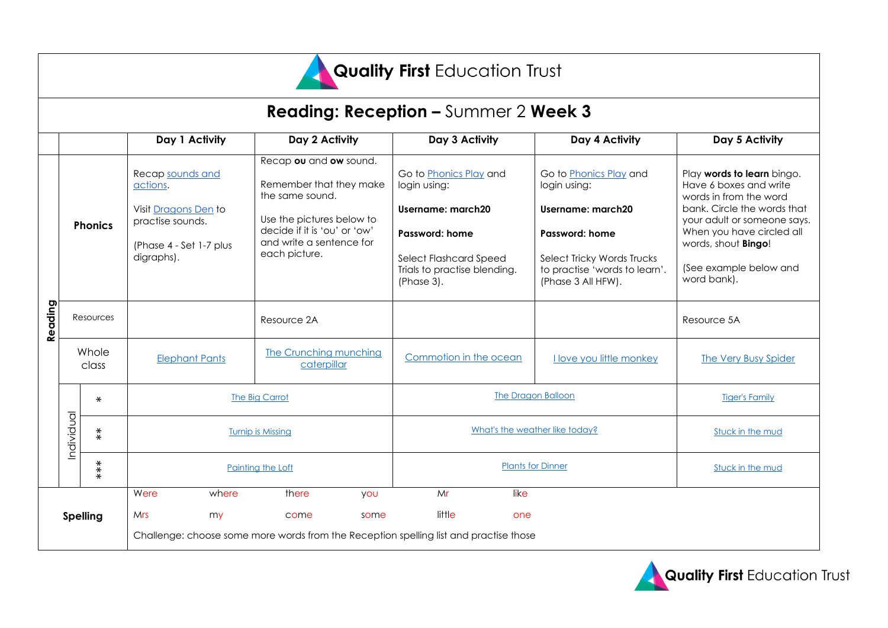# Quality First Education Trust

## Reading: Reception – Summer 2 Week 3

| | | Day 1 Activity | Day 2 Activity | Day 3 Activity | Day 4 Activity | Day 5 Activity |
|---|---|---|---|---|---|---|
| **Reading** | **Phonics** | Recap sounds and actions.<br><br>Visit Dragons Den to practise sounds.<br><br>(Phase 4 - Set 1-7 plus digraphs). | Recap **ou** and **ow** sound.<br><br>Remember that they make the same sound.<br><br>Use the pictures below to decide if it is 'ou' or 'ow' and write a sentence for each picture. | Go to Phonics Play and login using:<br><br>**Username: march20**<br><br>**Password: home**<br><br>Select Flashcard Speed Trials to practise blending. (Phase 3). | Go to Phonics Play and login using:<br><br>**Username: march20**<br><br>**Password: home**<br><br>Select Tricky Words Trucks to practise 'words to learn'. (Phase 3 All HFW). | Play **words to learn** bingo. Have 6 boxes and write words in from the word bank. Circle the words that your adult or someone says. When you have circled all words, shout **Bingo**!<br><br>(See example below and word bank). |
| | Resources | | Resource 2A | | | Resource 5A |
| | Whole class | Elephant Pants | The Crunching munching caterpillar | Commotion in the ocean | I love you little monkey | The Very Busy Spider |
| | Individual * | The Big Carrot | | The Dragon Balloon | | Tiger's Family |
| | Individual ** | Turnip is Missing | | What's the weather like today? | | Stuck in the mud |
| | Individual *** | Painting the Loft | | Plants for Dinner | | Stuck in the mud |
| **Spelling** | | Were, where, there, you, Mr, like<br>Mrs, my, come, some, little, one<br><br>Challenge: choose some more words from the Reception spelling list and practise those | | | | |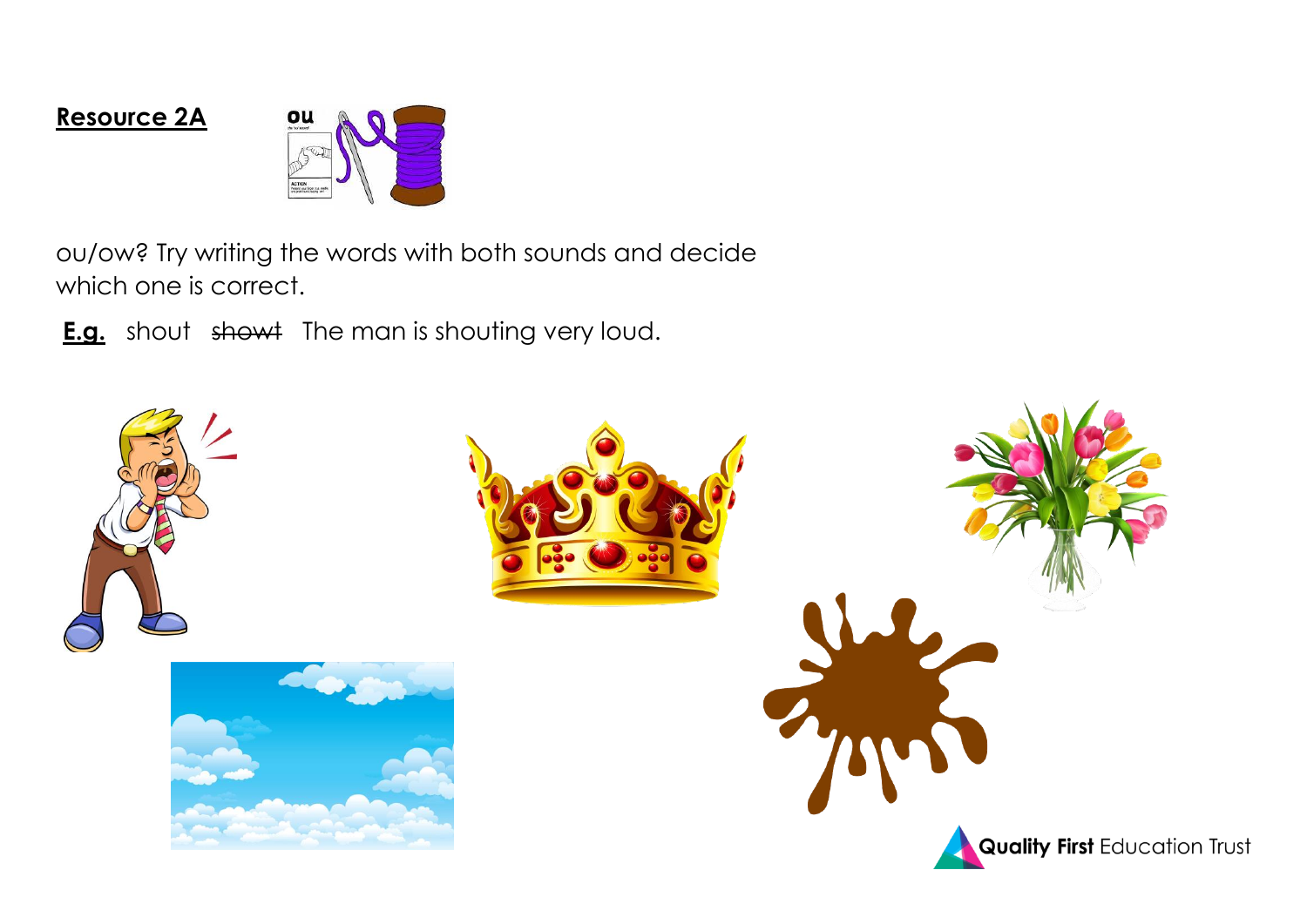**Resource 2A**

ou/ow? Try writing the words with both sounds and decide which one is correct.

**E.g.** shout ~~showt~~ The man is shouting very loud.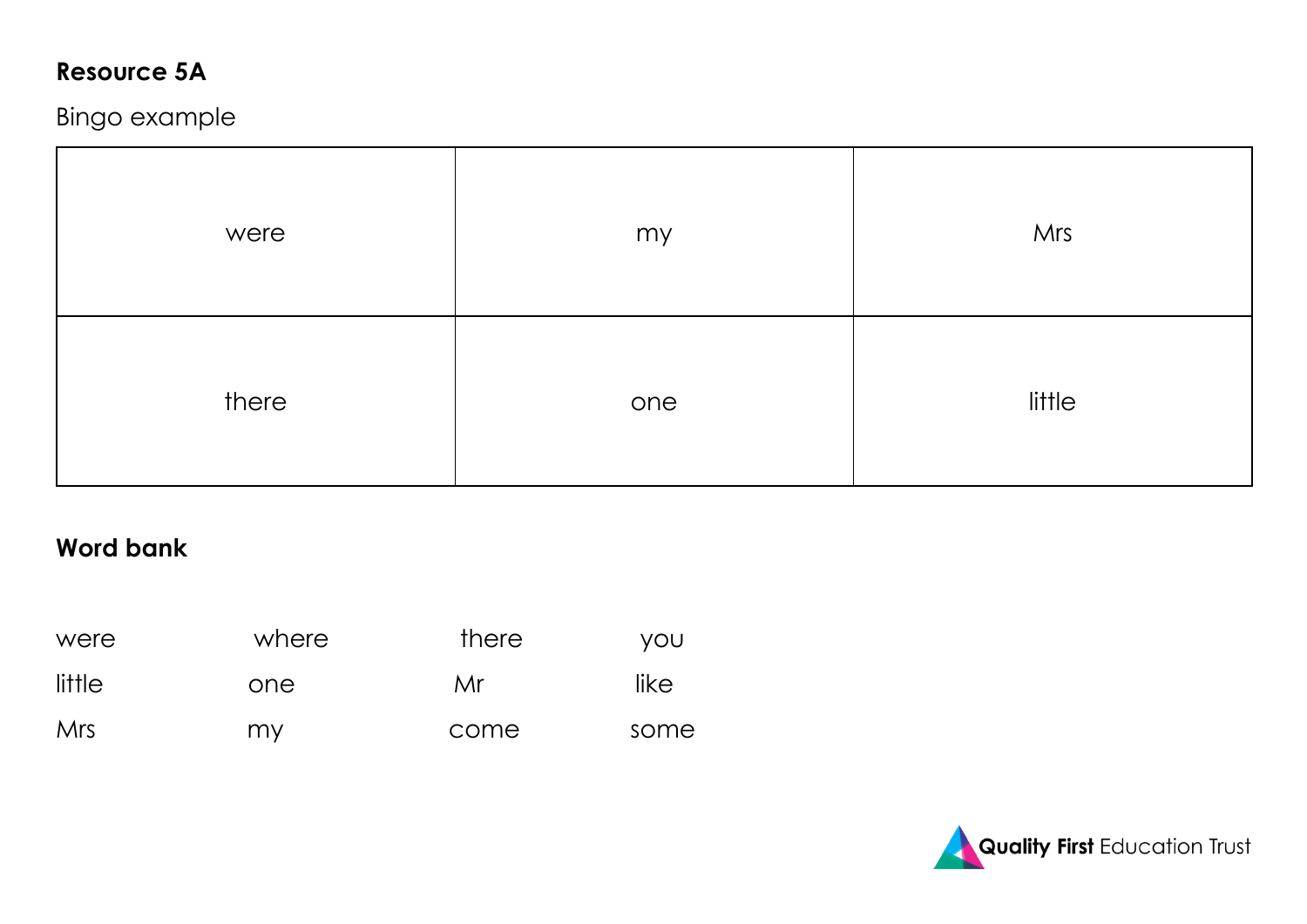**Resource 5A**

Bingo example

| | | |
|---|---|---|
| were | my | Mrs |
| there | one | little |

**Word bank**

| | | | |
|---|---|---|---|
| were | where | there | you |
| little | one | Mr | like |
| Mrs | my | come | some |

**Quality First** Education Trust